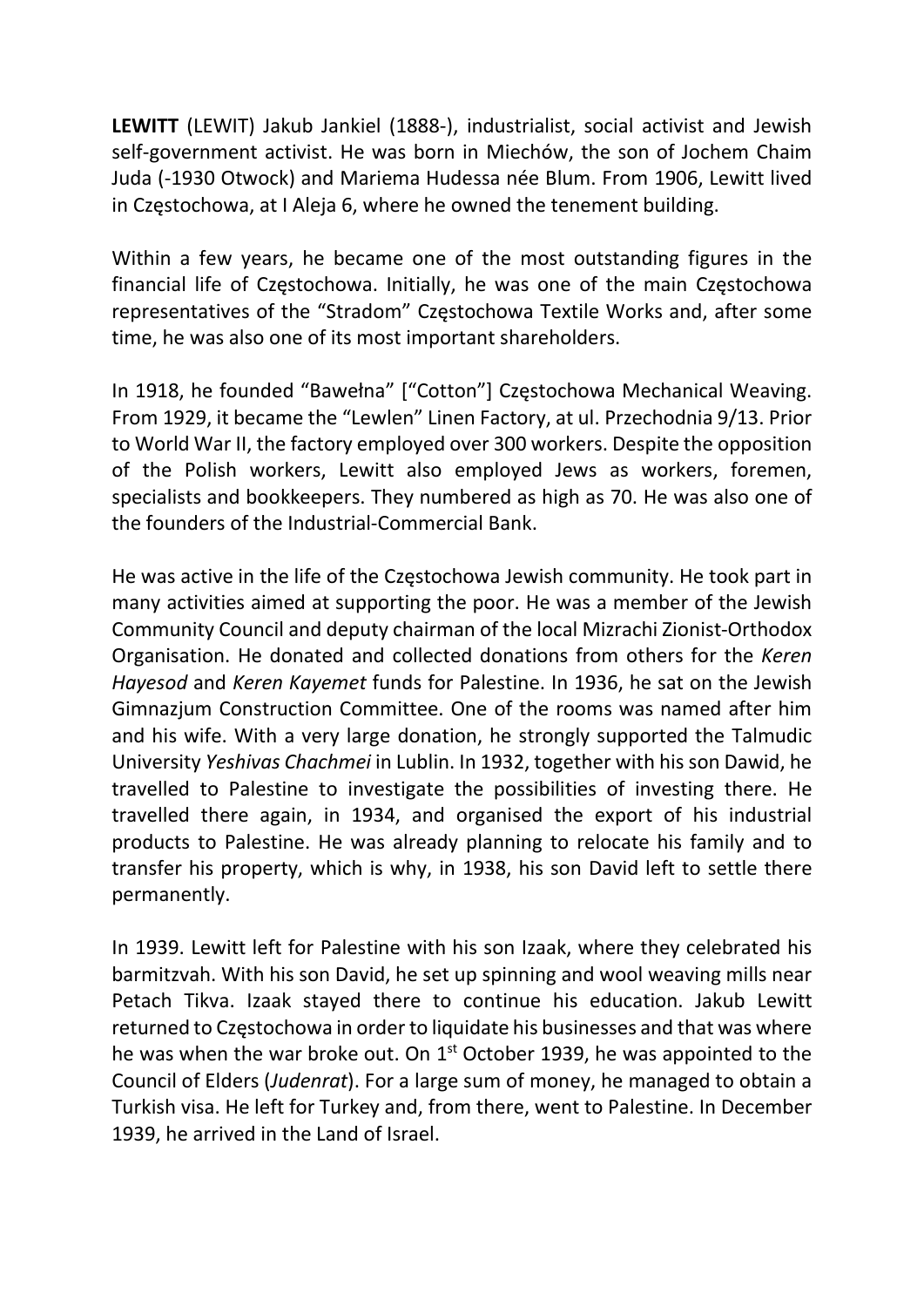**LEWITT** (LEWIT) Jakub Jankiel (1888-), industrialist, social activist and Jewish self-government activist. He was born in Miechów, the son of Jochem Chaim Juda (-1930 Otwock) and Mariema Hudessa née Blum. From 1906, Lewitt lived in Częstochowa, at I Aleja 6, where he owned the tenement building.

Within a few years, he became one of the most outstanding figures in the financial life of Częstochowa. Initially, he was one of the main Częstochowa representatives of the "Stradom" Częstochowa Textile Works and, after some time, he was also one of its most important shareholders.

In 1918, he founded "Bawełna" ["Cotton"] Częstochowa Mechanical Weaving. From 1929, it became the "Lewlen" Linen Factory, at ul. Przechodnia 9/13. Prior to World War II, the factory employed over 300 workers. Despite the opposition of the Polish workers, Lewitt also employed Jews as workers, foremen, specialists and bookkeepers. They numbered as high as 70. He was also one of the founders of the Industrial-Commercial Bank.

He was active in the life of the Częstochowa Jewish community. He took part in many activities aimed at supporting the poor. He was a member of the Jewish Community Council and deputy chairman of the local Mizrachi Zionist-Orthodox Organisation. He donated and collected donations from others for the *Keren Hayesod* and *Keren Kayemet* funds for Palestine. In 1936, he sat on the Jewish Gimnazjum Construction Committee. One of the rooms was named after him and his wife. With a very large donation, he strongly supported the Talmudic University *Yeshivas Chachmei* in Lublin. In 1932, together with his son Dawid, he travelled to Palestine to investigate the possibilities of investing there. He travelled there again, in 1934, and organised the export of his industrial products to Palestine. He was already planning to relocate his family and to transfer his property, which is why, in 1938, his son David left to settle there permanently.

In 1939. Lewitt left for Palestine with his son Izaak, where they celebrated his barmitzvah. With his son David, he set up spinning and wool weaving mills near Petach Tikva. Izaak stayed there to continue his education. Jakub Lewitt returned to Częstochowa in order to liquidate his businesses and that was where he was when the war broke out. On 1st October 1939, he was appointed to the Council of Elders (*Judenrat*). For a large sum of money, he managed to obtain a Turkish visa. He left for Turkey and, from there, went to Palestine. In December 1939, he arrived in the Land of Israel.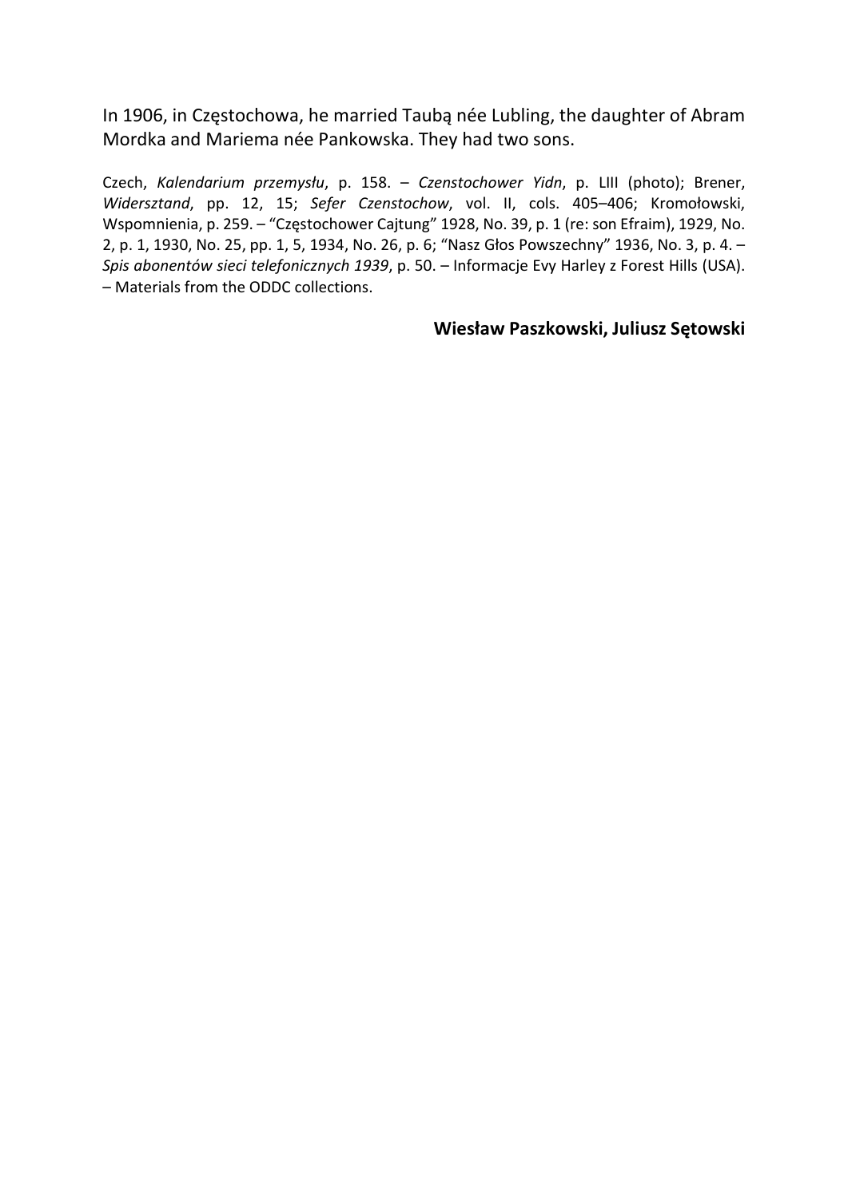In 1906, in Częstochowa, he married Taubą née Lubling, the daughter of Abram Mordka and Mariema née Pankowska. They had two sons.

Czech, *Kalendarium przemysłu*, p. 158. – *Czenstochower Yidn*, p. LIII (photo); Brener, *Widersztand*, pp. 12, 15; *Sefer Czenstochow*, vol. II, cols. 405–406; Kromołowski, Wspomnienia, p. 259. – "Częstochower Cajtung" 1928, No. 39, p. 1 (re: son Efraim), 1929, No. 2, p. 1, 1930, No. 25, pp. 1, 5, 1934, No. 26, p. 6; "Nasz Głos Powszechny" 1936, No. 3, p. 4. – *Spis abonentów sieci telefonicznych 1939*, p. 50. – Informacje Evy Harley z Forest Hills (USA). – Materials from the ODDC collections.

**Wiesław Paszkowski, Juliusz Sętowski**